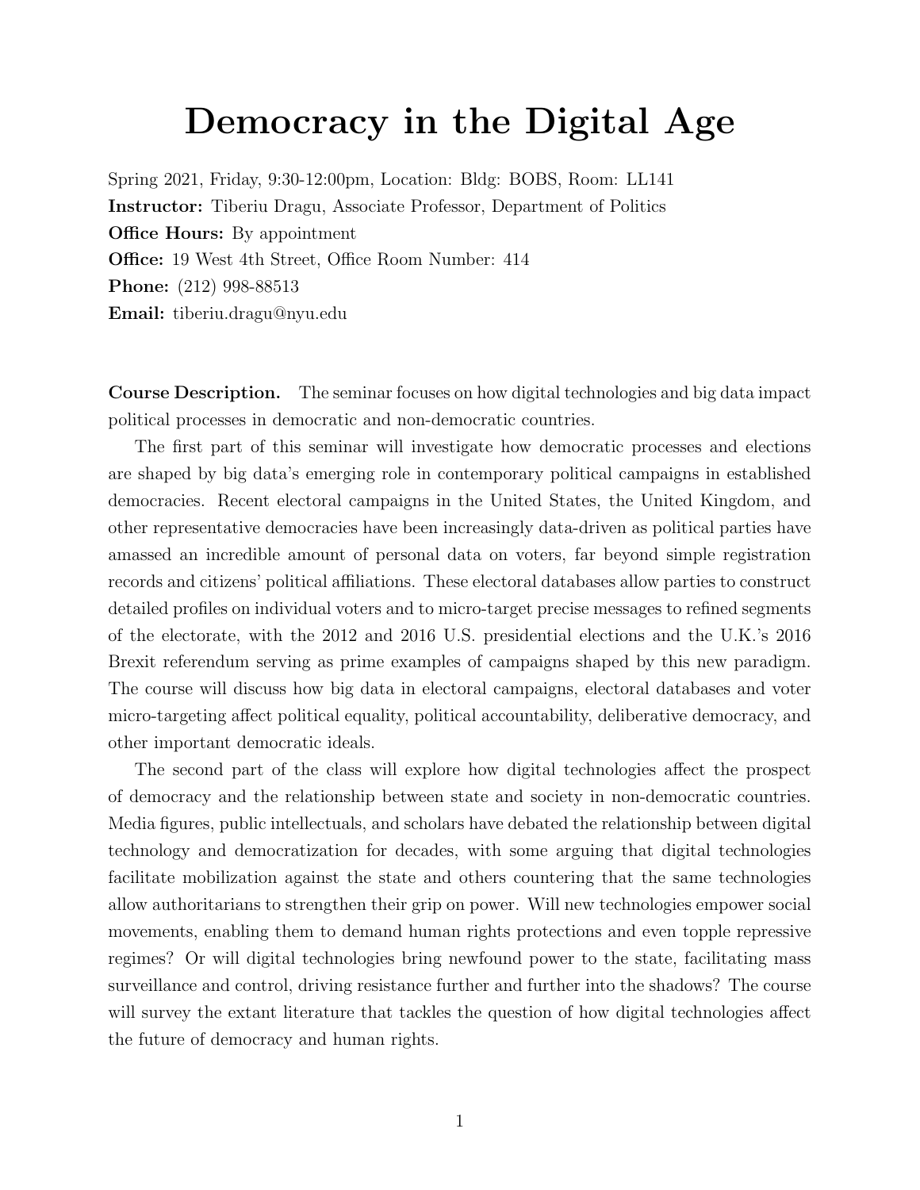# Democracy in the Digital Age

Spring 2021, Friday, 9:30-12:00pm, Location: Bldg: BOBS, Room: LL141
**Instructor:** Tiberiu Dragu, Associate Professor, Department of Politics
**Office Hours:** By appointment
**Office:** 19 West 4th Street, Office Room Number: 414
**Phone:** (212) 998-88513
**Email:** tiberiu.dragu@nyu.edu

**Course Description.** The seminar focuses on how digital technologies and big data impact political processes in democratic and non-democratic countries.

The first part of this seminar will investigate how democratic processes and elections are shaped by big data's emerging role in contemporary political campaigns in established democracies. Recent electoral campaigns in the United States, the United Kingdom, and other representative democracies have been increasingly data-driven as political parties have amassed an incredible amount of personal data on voters, far beyond simple registration records and citizens' political affiliations. These electoral databases allow parties to construct detailed profiles on individual voters and to micro-target precise messages to refined segments of the electorate, with the 2012 and 2016 U.S. presidential elections and the U.K.'s 2016 Brexit referendum serving as prime examples of campaigns shaped by this new paradigm. The course will discuss how big data in electoral campaigns, electoral databases and voter micro-targeting affect political equality, political accountability, deliberative democracy, and other important democratic ideals.

The second part of the class will explore how digital technologies affect the prospect of democracy and the relationship between state and society in non-democratic countries. Media figures, public intellectuals, and scholars have debated the relationship between digital technology and democratization for decades, with some arguing that digital technologies facilitate mobilization against the state and others countering that the same technologies allow authoritarians to strengthen their grip on power. Will new technologies empower social movements, enabling them to demand human rights protections and even topple repressive regimes? Or will digital technologies bring newfound power to the state, facilitating mass surveillance and control, driving resistance further and further into the shadows? The course will survey the extant literature that tackles the question of how digital technologies affect the future of democracy and human rights.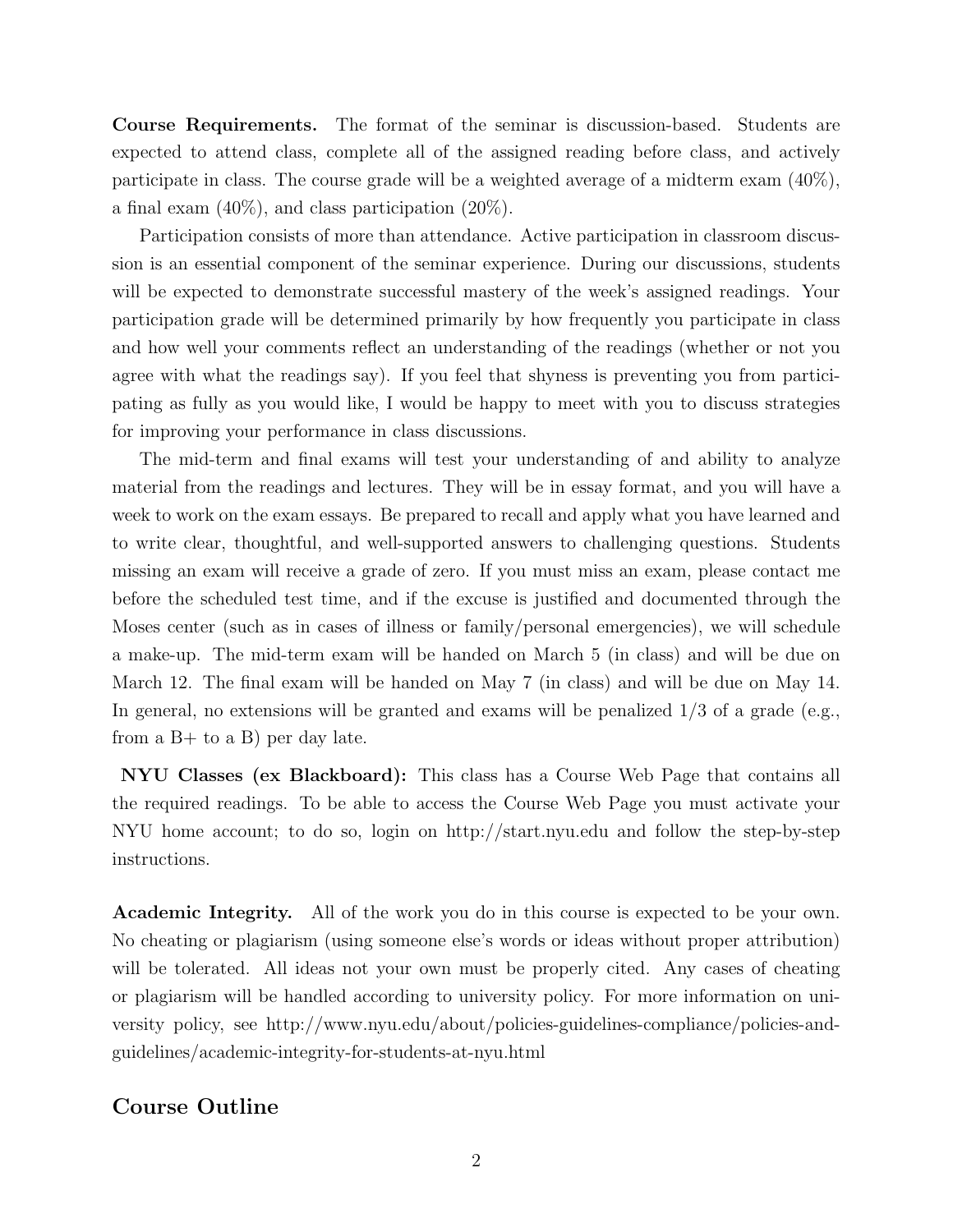**Course Requirements.** The format of the seminar is discussion-based. Students are expected to attend class, complete all of the assigned reading before class, and actively participate in class. The course grade will be a weighted average of a midterm exam (40%), a final exam (40%), and class participation (20%).

Participation consists of more than attendance. Active participation in classroom discussion is an essential component of the seminar experience. During our discussions, students will be expected to demonstrate successful mastery of the week's assigned readings. Your participation grade will be determined primarily by how frequently you participate in class and how well your comments reflect an understanding of the readings (whether or not you agree with what the readings say). If you feel that shyness is preventing you from participating as fully as you would like, I would be happy to meet with you to discuss strategies for improving your performance in class discussions.

The mid-term and final exams will test your understanding of and ability to analyze material from the readings and lectures. They will be in essay format, and you will have a week to work on the exam essays. Be prepared to recall and apply what you have learned and to write clear, thoughtful, and well-supported answers to challenging questions. Students missing an exam will receive a grade of zero. If you must miss an exam, please contact me before the scheduled test time, and if the excuse is justified and documented through the Moses center (such as in cases of illness or family/personal emergencies), we will schedule a make-up. The mid-term exam will be handed on March 5 (in class) and will be due on March 12. The final exam will be handed on May 7 (in class) and will be due on May 14. In general, no extensions will be granted and exams will be penalized 1/3 of a grade (e.g., from a B+ to a B) per day late.

**NYU Classes (ex Blackboard):** This class has a Course Web Page that contains all the required readings. To be able to access the Course Web Page you must activate your NYU home account; to do so, login on http://start.nyu.edu and follow the step-by-step instructions.

**Academic Integrity.** All of the work you do in this course is expected to be your own. No cheating or plagiarism (using someone else's words or ideas without proper attribution) will be tolerated. All ideas not your own must be properly cited. Any cases of cheating or plagiarism will be handled according to university policy. For more information on university policy, see http://www.nyu.edu/about/policies-guidelines-compliance/policies-and-guidelines/academic-integrity-for-students-at-nyu.html

## Course Outline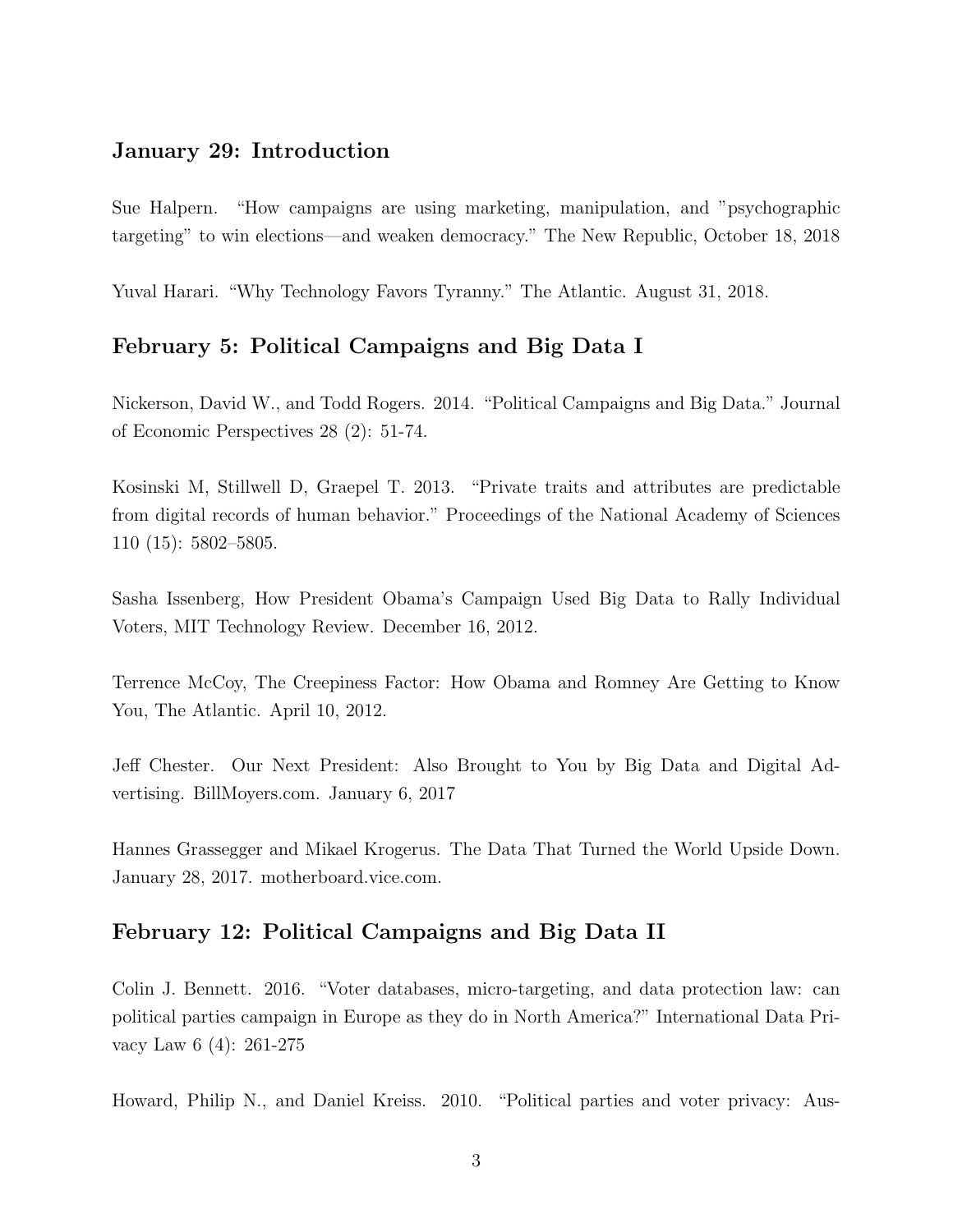## January 29: Introduction

Sue Halpern. "How campaigns are using marketing, manipulation, and "psychographic targeting" to win elections—and weaken democracy." The New Republic, October 18, 2018

Yuval Harari. "Why Technology Favors Tyranny." The Atlantic. August 31, 2018.

## February 5: Political Campaigns and Big Data I

Nickerson, David W., and Todd Rogers. 2014. "Political Campaigns and Big Data." Journal of Economic Perspectives 28 (2): 51-74.

Kosinski M, Stillwell D, Graepel T. 2013. "Private traits and attributes are predictable from digital records of human behavior." Proceedings of the National Academy of Sciences 110 (15): 5802–5805.

Sasha Issenberg, How President Obama's Campaign Used Big Data to Rally Individual Voters, MIT Technology Review. December 16, 2012.

Terrence McCoy, The Creepiness Factor: How Obama and Romney Are Getting to Know You, The Atlantic. April 10, 2012.

Jeff Chester. Our Next President: Also Brought to You by Big Data and Digital Advertising. BillMoyers.com. January 6, 2017

Hannes Grassegger and Mikael Krogerus. The Data That Turned the World Upside Down. January 28, 2017. motherboard.vice.com.

## February 12: Political Campaigns and Big Data II

Colin J. Bennett. 2016. "Voter databases, micro-targeting, and data protection law: can political parties campaign in Europe as they do in North America?" International Data Privacy Law 6 (4): 261-275

Howard, Philip N., and Daniel Kreiss. 2010. "Political parties and voter privacy: Aus-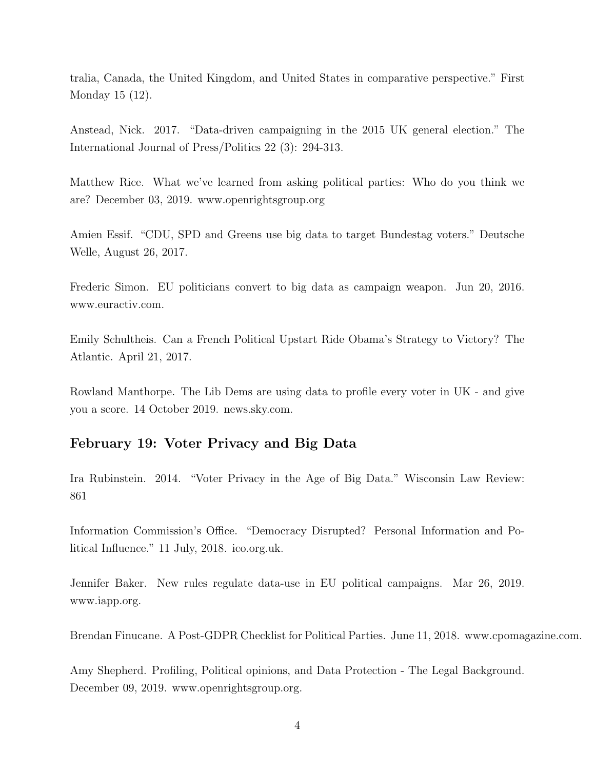tralia, Canada, the United Kingdom, and United States in comparative perspective." First Monday 15 (12).

Anstead, Nick. 2017. "Data-driven campaigning in the 2015 UK general election." The International Journal of Press/Politics 22 (3): 294-313.

Matthew Rice. What we've learned from asking political parties: Who do you think we are? December 03, 2019. www.openrightsgroup.org

Amien Essif. "CDU, SPD and Greens use big data to target Bundestag voters." Deutsche Welle, August 26, 2017.

Frederic Simon. EU politicians convert to big data as campaign weapon. Jun 20, 2016. www.euractiv.com.

Emily Schultheis. Can a French Political Upstart Ride Obama's Strategy to Victory? The Atlantic. April 21, 2017.

Rowland Manthorpe. The Lib Dems are using data to profile every voter in UK - and give you a score. 14 October 2019. news.sky.com.

## February 19: Voter Privacy and Big Data

Ira Rubinstein. 2014. "Voter Privacy in the Age of Big Data." Wisconsin Law Review: 861

Information Commission's Office. "Democracy Disrupted? Personal Information and Political Influence." 11 July, 2018. ico.org.uk.

Jennifer Baker. New rules regulate data-use in EU political campaigns. Mar 26, 2019. www.iapp.org.

Brendan Finucane. A Post-GDPR Checklist for Political Parties. June 11, 2018. www.cpomagazine.com.

Amy Shepherd. Profiling, Political opinions, and Data Protection - The Legal Background. December 09, 2019. www.openrightsgroup.org.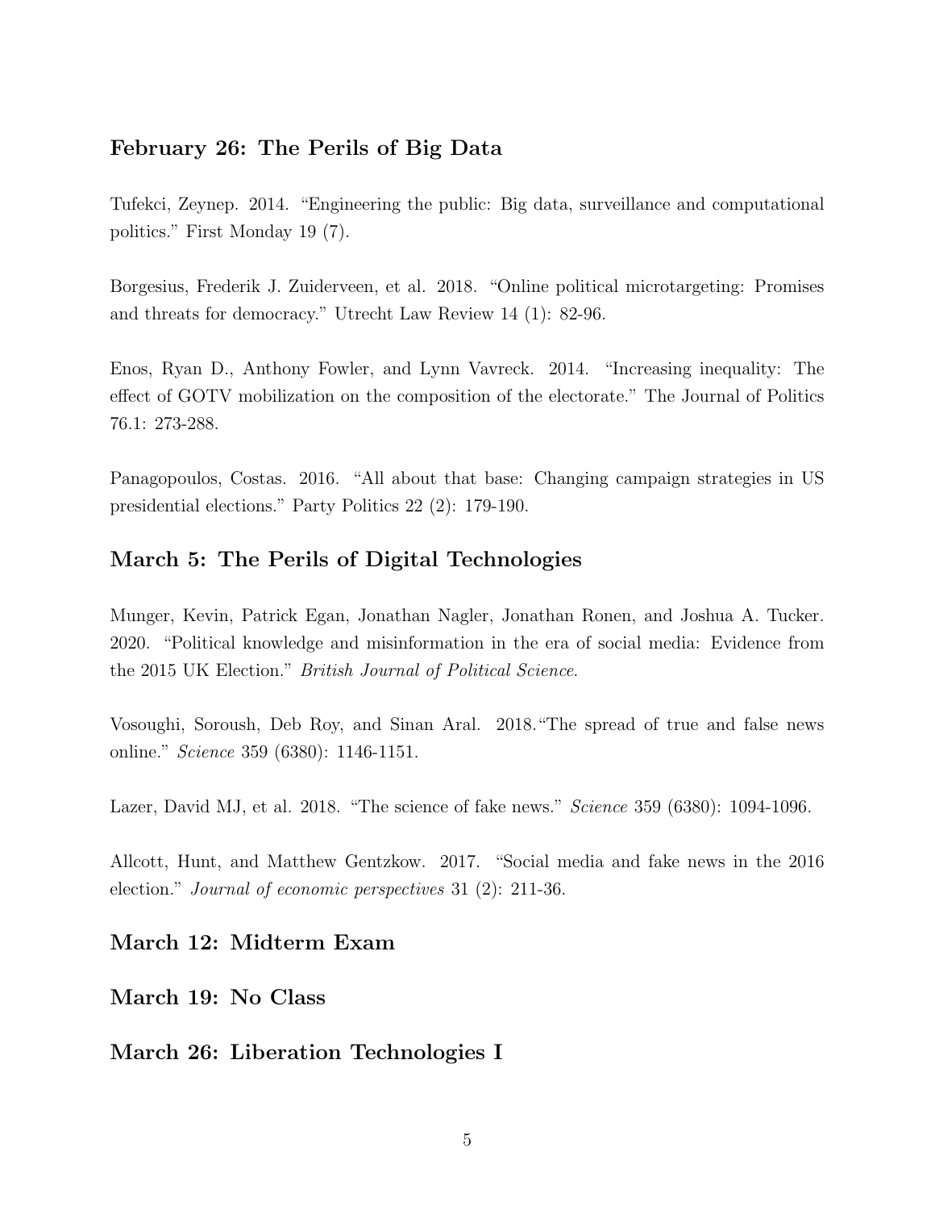### February 26: The Perils of Big Data

Tufekci, Zeynep. 2014. "Engineering the public: Big data, surveillance and computational politics." First Monday 19 (7).

Borgesius, Frederik J. Zuiderveen, et al. 2018. "Online political microtargeting: Promises and threats for democracy." Utrecht Law Review 14 (1): 82-96.

Enos, Ryan D., Anthony Fowler, and Lynn Vavreck. 2014. "Increasing inequality: The effect of GOTV mobilization on the composition of the electorate." The Journal of Politics 76.1: 273-288.

Panagopoulos, Costas. 2016. "All about that base: Changing campaign strategies in US presidential elections." Party Politics 22 (2): 179-190.

### March 5: The Perils of Digital Technologies

Munger, Kevin, Patrick Egan, Jonathan Nagler, Jonathan Ronen, and Joshua A. Tucker. 2020. "Political knowledge and misinformation in the era of social media: Evidence from the 2015 UK Election." *British Journal of Political Science*.

Vosoughi, Soroush, Deb Roy, and Sinan Aral. 2018. "The spread of true and false news online." *Science* 359 (6380): 1146-1151.

Lazer, David MJ, et al. 2018. "The science of fake news." *Science* 359 (6380): 1094-1096.

Allcott, Hunt, and Matthew Gentzkow. 2017. "Social media and fake news in the 2016 election." *Journal of economic perspectives* 31 (2): 211-36.

### March 12: Midterm Exam

### March 19: No Class

### March 26: Liberation Technologies I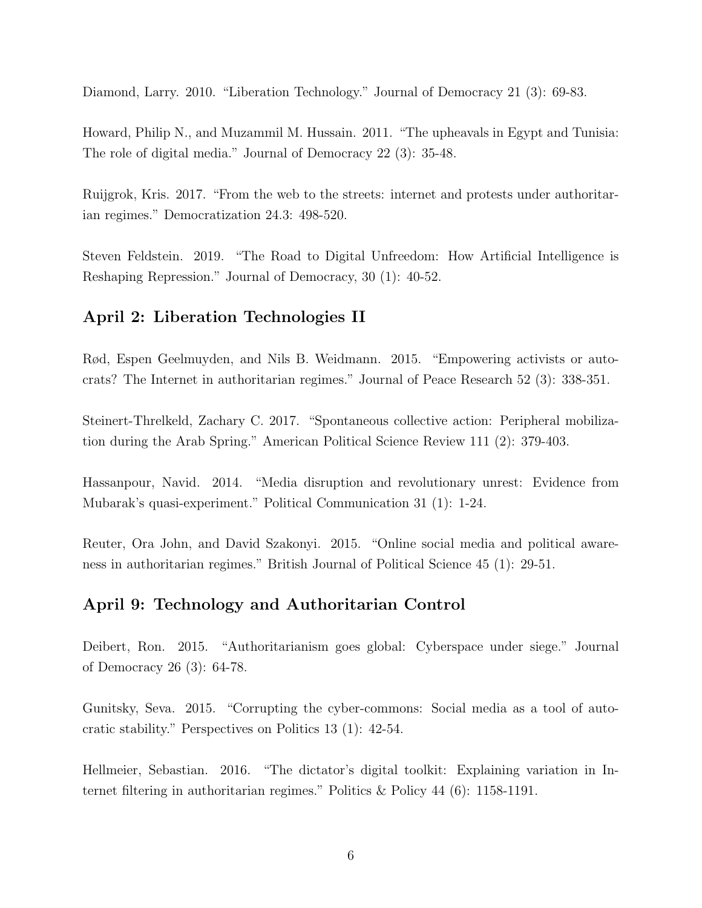Diamond, Larry. 2010. "Liberation Technology." Journal of Democracy 21 (3): 69-83.

Howard, Philip N., and Muzammil M. Hussain. 2011. "The upheavals in Egypt and Tunisia: The role of digital media." Journal of Democracy 22 (3): 35-48.

Ruijgrok, Kris. 2017. "From the web to the streets: internet and protests under authoritarian regimes." Democratization 24.3: 498-520.

Steven Feldstein. 2019. "The Road to Digital Unfreedom: How Artificial Intelligence is Reshaping Repression." Journal of Democracy, 30 (1): 40-52.

## April 2: Liberation Technologies II

Rød, Espen Geelmuyden, and Nils B. Weidmann. 2015. "Empowering activists or autocrats? The Internet in authoritarian regimes." Journal of Peace Research 52 (3): 338-351.

Steinert-Threlkeld, Zachary C. 2017. "Spontaneous collective action: Peripheral mobilization during the Arab Spring." American Political Science Review 111 (2): 379-403.

Hassanpour, Navid. 2014. "Media disruption and revolutionary unrest: Evidence from Mubarak's quasi-experiment." Political Communication 31 (1): 1-24.

Reuter, Ora John, and David Szakonyi. 2015. "Online social media and political awareness in authoritarian regimes." British Journal of Political Science 45 (1): 29-51.

## April 9: Technology and Authoritarian Control

Deibert, Ron. 2015. "Authoritarianism goes global: Cyberspace under siege." Journal of Democracy 26 (3): 64-78.

Gunitsky, Seva. 2015. "Corrupting the cyber-commons: Social media as a tool of autocratic stability." Perspectives on Politics 13 (1): 42-54.

Hellmeier, Sebastian. 2016. "The dictator's digital toolkit: Explaining variation in Internet filtering in authoritarian regimes." Politics & Policy 44 (6): 1158-1191.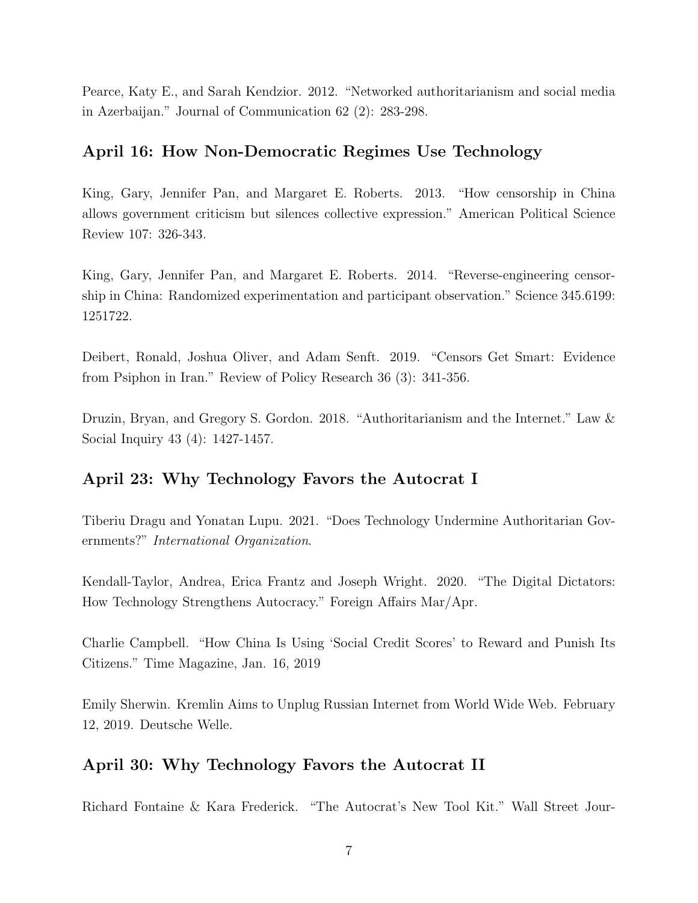Pearce, Katy E., and Sarah Kendzior. 2012. "Networked authoritarianism and social media in Azerbaijan." Journal of Communication 62 (2): 283-298.

## April 16: How Non-Democratic Regimes Use Technology

King, Gary, Jennifer Pan, and Margaret E. Roberts. 2013. "How censorship in China allows government criticism but silences collective expression." American Political Science Review 107: 326-343.

King, Gary, Jennifer Pan, and Margaret E. Roberts. 2014. "Reverse-engineering censorship in China: Randomized experimentation and participant observation." Science 345.6199: 1251722.

Deibert, Ronald, Joshua Oliver, and Adam Senft. 2019. "Censors Get Smart: Evidence from Psiphon in Iran." Review of Policy Research 36 (3): 341-356.

Druzin, Bryan, and Gregory S. Gordon. 2018. "Authoritarianism and the Internet." Law & Social Inquiry 43 (4): 1427-1457.

## April 23: Why Technology Favors the Autocrat I

Tiberiu Dragu and Yonatan Lupu. 2021. "Does Technology Undermine Authoritarian Governments?" *International Organization*.

Kendall-Taylor, Andrea, Erica Frantz and Joseph Wright. 2020. "The Digital Dictators: How Technology Strengthens Autocracy." Foreign Affairs Mar/Apr.

Charlie Campbell. "How China Is Using 'Social Credit Scores' to Reward and Punish Its Citizens." Time Magazine, Jan. 16, 2019

Emily Sherwin. Kremlin Aims to Unplug Russian Internet from World Wide Web. February 12, 2019. Deutsche Welle.

## April 30: Why Technology Favors the Autocrat II

Richard Fontaine & Kara Frederick. "The Autocrat's New Tool Kit." Wall Street Jour-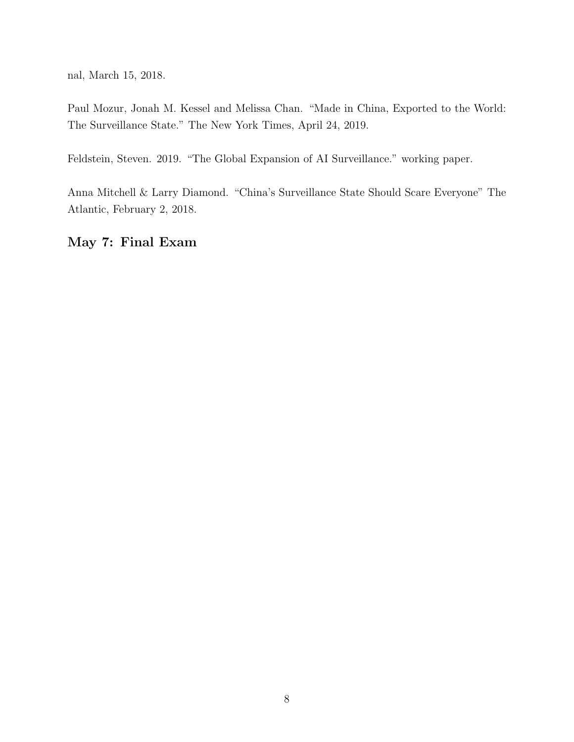nal, March 15, 2018.

Paul Mozur, Jonah M. Kessel and Melissa Chan. "Made in China, Exported to the World: The Surveillance State." The New York Times, April 24, 2019.

Feldstein, Steven. 2019. "The Global Expansion of AI Surveillance." working paper.

Anna Mitchell & Larry Diamond. "China's Surveillance State Should Scare Everyone" The Atlantic, February 2, 2018.

## May 7: Final Exam